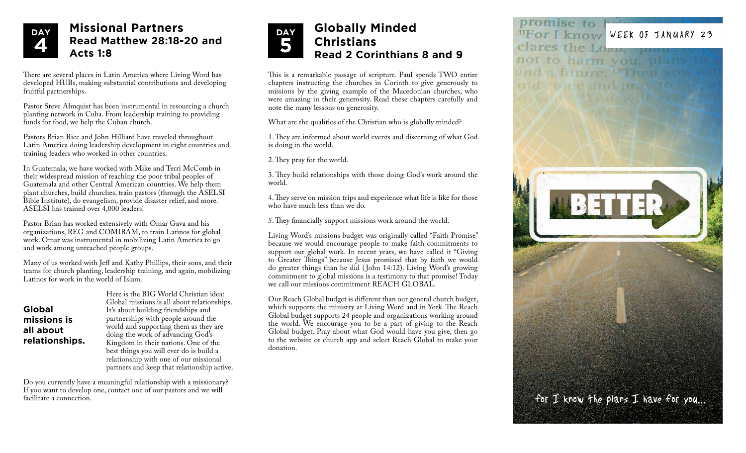## DAY 4

# Missional Partners
## Read Matthew 28:18-20 and Acts 1:8

There are several places in Latin America where Living Word has developed HUBs, making substantial contributions and developing fruitful partnerships.

Pastor Steve Almquist has been instrumental in resourcing a church planting network in Cuba. From leadership training to providing funds for food, we help the Cuban church.

Pastors Brian Rice and John Hilliard have traveled throughout Latin America doing leadership development in eight countries and training leaders who worked in other countries.

In Guatemala, we have worked with Mike and Terri McComb in their widespread mission of reaching the poor tribal peoples of Guatemala and other Central American countries. We help them plant churches, build churches, train pastors (through the ASELSI Bible Institute), do evangelism, provide disaster relief, and more. ASELSI has trained over 4,000 leaders!

Pastor Brian has worked extensively with Omar Gava and his organizations, REG and COMIBAM, to train Latinos for global work. Omar was instrumental in mobilizing Latin America to go and work among unreached people groups.

Many of us worked with Jeff and Kathy Phillips, their sons, and their teams for church planting, leadership training, and again, mobilizing Latinos for work in the world of Islam.

**Global missions is all about relationships.**

Here is the BIG World Christian idea: Global missions is all about relationships. It's about building friendships and partnerships with people around the world and supporting them as they are doing the work of advancing God's Kingdom in their nations. One of the best things you will ever do is build a relationship with one of our missional partners and keep that relationship active.

Do you currently have a meaningful relationship with a missionary? If you want to develop one, contact one of our pastors and we will facilitate a connection.

## DAY 5

# Globally Minded Christians
## Read 2 Corinthians 8 and 9

This is a remarkable passage of scripture. Paul spends TWO entire chapters instructing the churches in Corinth to give generously to missions by the giving example of the Macedonian churches, who were amazing in their generosity. Read these chapters carefully and note the many lessons on generosity.

What are the qualities of the Christian who is globally minded?

1. They are informed about world events and discerning of what God is doing in the world.

2. They pray for the world.

3. They build relationships with those doing God's work around the world.

4. They serve on mission trips and experience what life is like for those who have much less than we do.

5. They financially support missions work around the world.

Living Word's missions budget was originally called "Faith Promise" because we would encourage people to make faith commitments to support our global work. In recent years, we have called it "Giving to Greater Things" because Jesus promised that by faith we would do greater things than he did (John 14:12). Living Word's growing commitment to global missions is a testimony to that promise! Today we call our missions commitment REACH GLOBAL.

Our Reach Global budget is different than our general church budget, which supports the ministry at Living Word and in York. The Reach Global budget supports 24 people and organizations working around the world. We encourage you to be a part of giving to the Reach Global budget. Pray about what God would have you give, then go to the website or church app and select Reach Global to make your donation.

WEEK OF JANUARY 23

BETTER

for I know the plans I have for you...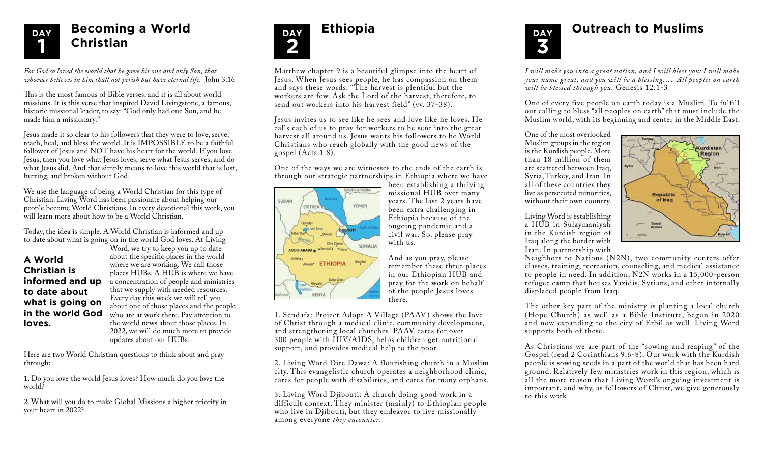## DAY 1 — Becoming a World Christian

*For God so loved the world that he gave his one and only Son, that whoever believes in him shall not perish but have eternal life.* John 3:16

This is the most famous of Bible verses, and it is all about world missions. It is this verse that inspired David Livingstone, a famous, historic missional leader, to say: "God only had one Son, and he made him a missionary."

Jesus made it so clear to his followers that they were to love, serve, reach, heal, and bless the world. It is IMPOSSIBLE to be a faithful follower of Jesus and NOT have his heart for the world. If you love Jesus, then you love what Jesus loves, serve what Jesus serves, and do what Jesus did. And that simply means to love this world that is lost, hurting, and broken without God.

We use the language of being a World Christian for this type of Christian. Living Word has been passionate about helping our people become World Christians. In every devotional this week, you will learn more about how to be a World Christian.

Today, the idea is simple. A World Christian is informed and up to date about what is going on in the world God loves. At Living Word, we try to keep you up to date about the specific places in the world where we are working. We call those places HUBs. A HUB is where we have a concentration of people and ministries that we supply with needed resources. Every day this week we will tell you about one of those places and the people who are at work there. Pay attention to the world news about those places. In 2022, we will do much more to provide updates about our HUBs.

**A World Christian is informed and up to date about what is going on in the world God loves.**

Here are two World Christian questions to think about and pray through:

1. Do you love the world Jesus loves? How much do you love the world?

2. What will you do to make Global Missions a higher priority in your heart in 2022?

## DAY 2 — Ethiopia

Matthew chapter 9 is a beautiful glimpse into the heart of Jesus. When Jesus sees people, he has compassion on them and says these words: "The harvest is plentiful but the workers are few. Ask the Lord of the harvest, therefore, to send out workers into his harvest field" (vv. 37-38).

Jesus invites us to see like he sees and love like he loves. He calls each of us to pray for workers to be sent into the great harvest all around us. Jesus wants his followers to be World Christians who reach globally with the good news of the gospel (Acts 1:8).

One of the ways we are witnesses to the ends of the earth is through our strategic partnerships in Ethiopia where we have been establishing a thriving missional HUB over many years. The last 2 years have been extra challenging in Ethiopia because of the ongoing pandemic and a civil war. So, please pray with us.

SUDAN
Red Sea
SAUDI ARABIA
YEMEN
ERITREA
Gondar
Lake Tana
Bahir Dar
Dessie
DJIBOUTI
Gulf of Aden
Blue Nile
Dire Dawa
ADDIS ABABA
Sendafa
Harar
SOMALIA
Jimma
Awasa
ETHIOPIA
Werder
Lake Turkana
Moyale
Dolo Odo
UGANDA
KENYA
Indian Ocean

And as you pray, please remember these three places in our Ethiopian HUB and pray for the work on behalf of the people Jesus loves there.

1. Sendafa: Project Adopt A Village (PAAV) shows the love of Christ through a medical clinic, community development, and strengthening local churches. PAAV cares for over 300 people with HIV/AIDS, helps children get nutritional support, and provides medical help to the poor.

2. Living Word Dire Dawa: A flourishing church in a Muslim city. This evangelistic church operates a neighborhood clinic, cares for people with disabilities, and cares for many orphans.

3. Living Word Djibouti: A church doing good work in a difficult context. They minister (mainly) to Ethiopian people who live in Djibouti, but they endeavor to live missionally among everyone *they encounter.*

## DAY 3 — Outreach to Muslims

*I will make you into a great nation, and I will bless you; I will make your name great, and you will be a blessing.... All peoples on earth will be blessed through you.* Genesis 12:1-3

One of every five people on earth today is a Muslim. To fulfill our calling to bless "all peoples on earth" that must include the Muslim world, with its beginning and center in the Middle East.

One of the most overlooked Muslim groups in the region is the Kurdish people. More than 18 million of them are scattered between Iraq, Syria, Turkey, and Iran. In all of these countries they live as persecuted minorities, without their own country.

Turkey
Kurdistan Region
Syria
Iran
Republic of Iraq
Saudi Arabia
Kuwait

Living Word is establishing a HUB in Sulaymaniyah in the Kurdish region of Iraq along the border with Iran. In partnership with Neighbors to Nations (N2N), two community centers offer classes, training, recreation, counseling, and medical assistance to people in need. In addition, N2N works in a 15,000-person refugee camp that houses Yazidis, Syrians, and other internally displaced people from Iraq.

The other key part of the ministry is planting a local church (Hope Church) as well as a Bible Institute, begun in 2020 and now expanding to the city of Erbil as well. Living Word supports both of these.

As Christians we are part of the "sowing and reaping" of the Gospel (read 2 Corinthians 9:6-8). Our work with the Kurdish people is sowing seeds in a part of the world that has been hard ground. Relatively few ministries work in this region, which is all the more reason that Living Word's ongoing investment is important, and why, as followers of Christ, we give generously to this work.